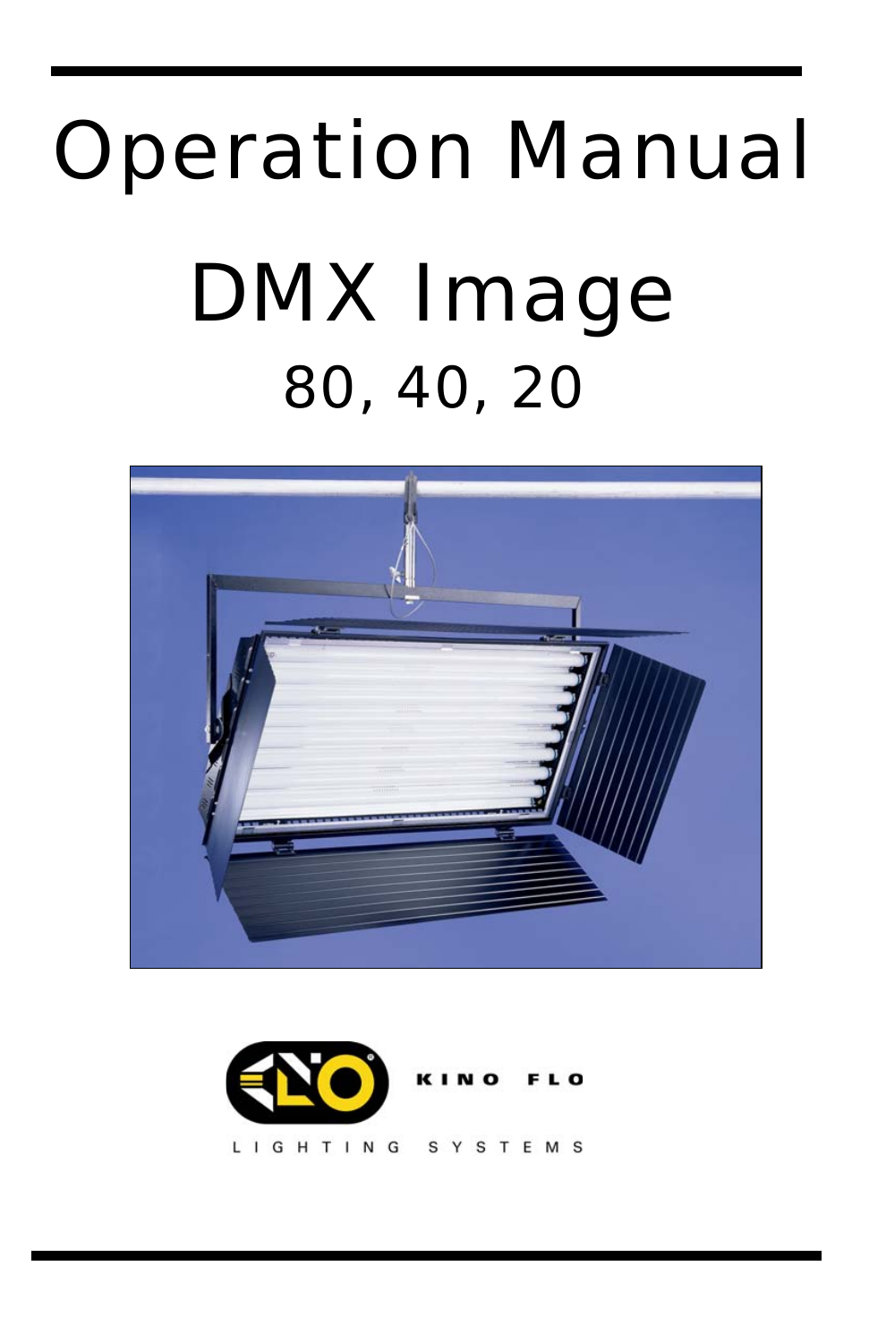# Operation Manual

# DMX Image

## 80, 40, 20

KINO FLO

LIGHTING SYSTEMS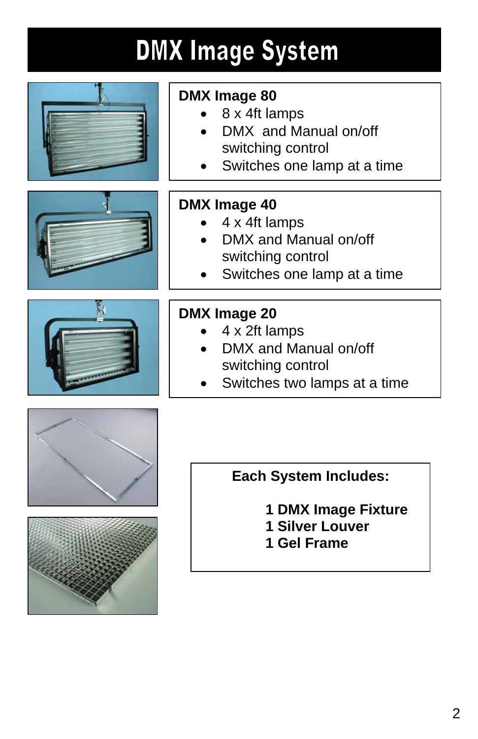# DMX Image System

### DMX Image 80

- 8 x 4ft lamps
- DMX and Manual on/off switching control
- Switches one lamp at a time

### DMX Image 40

- 4 x 4ft lamps
- DMX and Manual on/off switching control
- Switches one lamp at a time

### DMX Image 20

- 4 x 2ft lamps
- DMX and Manual on/off switching control
- Switches two lamps at a time

**Each System Includes:**

**1 DMX Image Fixture**
**1 Silver Louver**
**1 Gel Frame**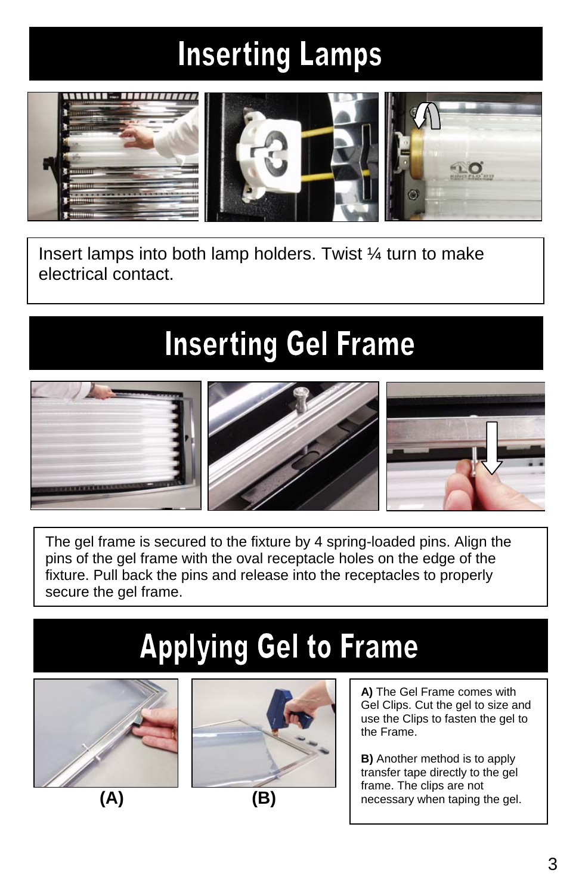# Inserting Lamps

Insert lamps into both lamp holders. Twist ¼ turn to make electrical contact.

# Inserting Gel Frame

The gel frame is secured to the fixture by 4 spring-loaded pins. Align the pins of the gel frame with the oval receptacle holes on the edge of the fixture. Pull back the pins and release into the receptacles to properly secure the gel frame.

# Applying Gel to Frame

**(A)**

**(B)**

**A)** The Gel Frame comes with Gel Clips. Cut the gel to size and use the Clips to fasten the gel to the Frame.

**B)** Another method is to apply transfer tape directly to the gel frame. The clips are not necessary when taping the gel.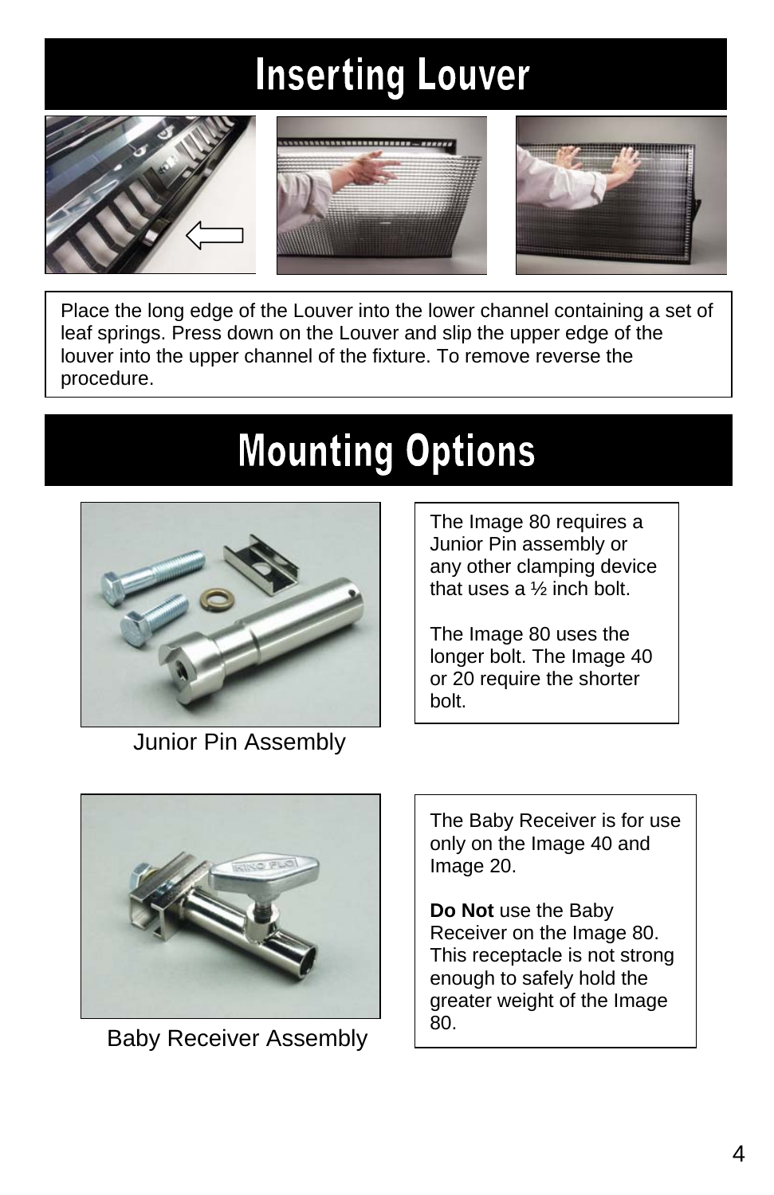# Inserting Louver

Place the long edge of the Louver into the lower channel containing a set of leaf springs. Press down on the Louver and slip the upper edge of the louver into the upper channel of the fixture. To remove reverse the procedure.

# Mounting Options

Junior Pin Assembly

The Image 80 requires a Junior Pin assembly or any other clamping device that uses a ½ inch bolt.

The Image 80 uses the longer bolt. The Image 40 or 20 require the shorter bolt.

Baby Receiver Assembly

The Baby Receiver is for use only on the Image 40 and Image 20.

**Do Not** use the Baby Receiver on the Image 80. This receptacle is not strong enough to safely hold the greater weight of the Image 80.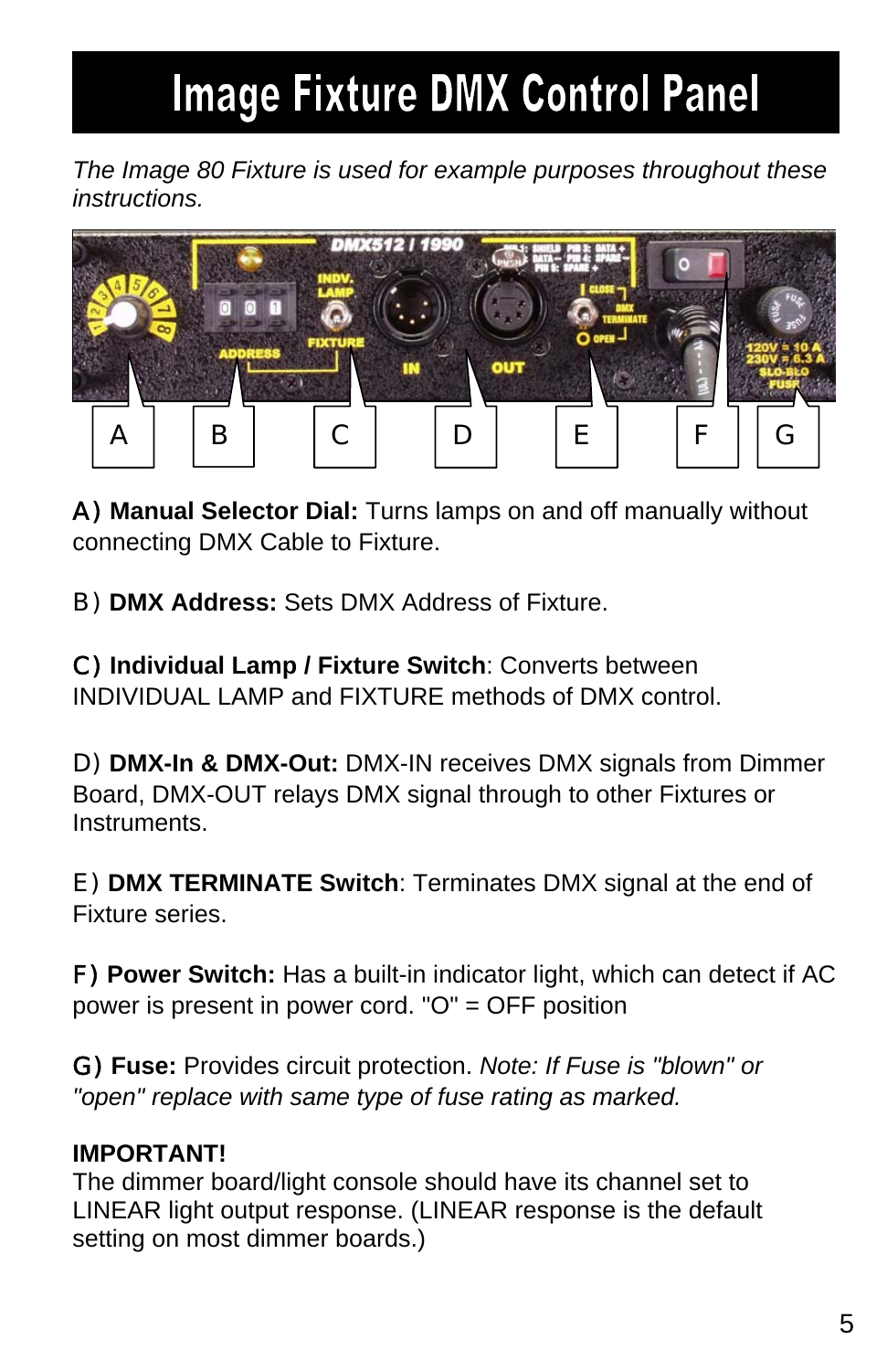# Image Fixture DMX Control Panel

*The Image 80 Fixture is used for example purposes throughout these instructions.*

A) **Manual Selector Dial:** Turns lamps on and off manually without connecting DMX Cable to Fixture.

B) **DMX Address:** Sets DMX Address of Fixture.

C) **Individual Lamp / Fixture Switch**: Converts between INDIVIDUAL LAMP and FIXTURE methods of DMX control.

D) **DMX-In & DMX-Out:** DMX-IN receives DMX signals from Dimmer Board, DMX-OUT relays DMX signal through to other Fixtures or Instruments.

E) **DMX TERMINATE Switch**: Terminates DMX signal at the end of Fixture series.

F) **Power Switch:** Has a built-in indicator light, which can detect if AC power is present in power cord. "O" = OFF position

G) **Fuse:** Provides circuit protection. *Note: If Fuse is "blown" or "open" replace with same type of fuse rating as marked.*

**IMPORTANT!**
The dimmer board/light console should have its channel set to LINEAR light output response. (LINEAR response is the default setting on most dimmer boards.)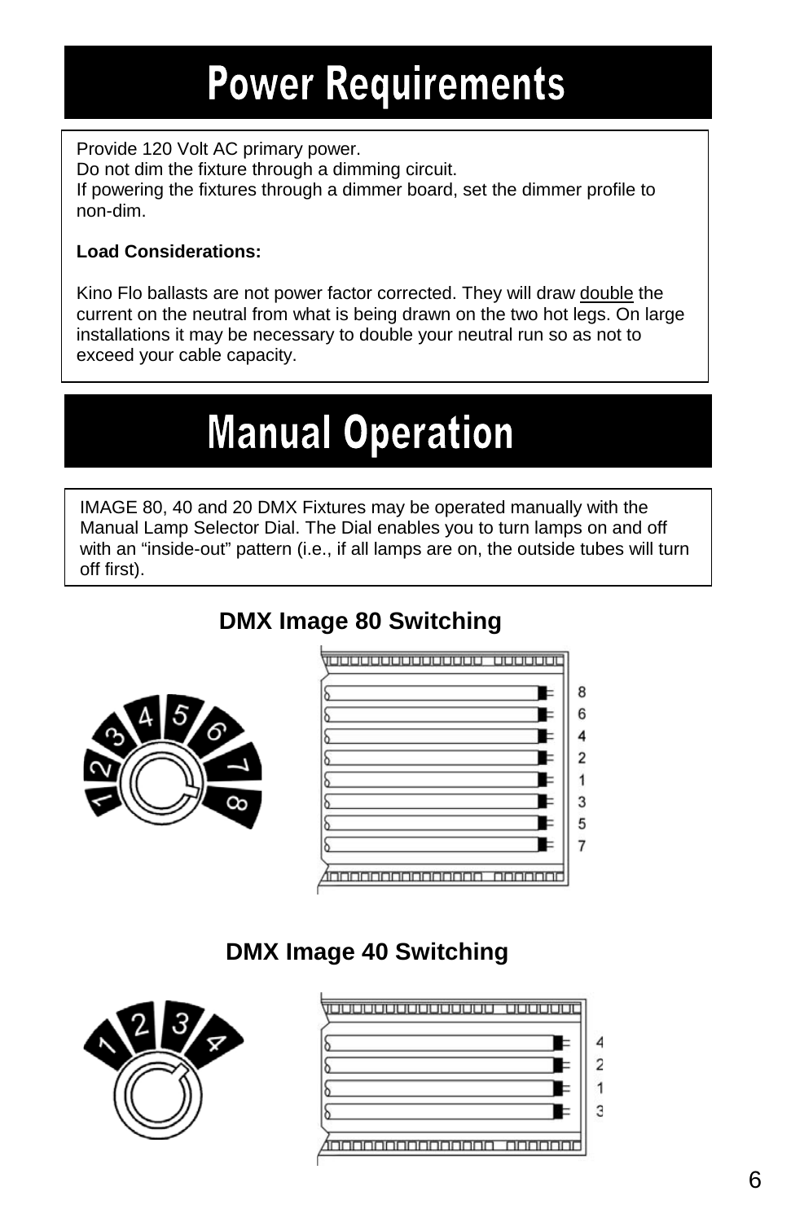# Power Requirements

Provide 120 Volt AC primary power.
Do not dim the fixture through a dimming circuit.
If powering the fixtures through a dimmer board, set the dimmer profile to non-dim.

**Load Considerations:**

Kino Flo ballasts are not power factor corrected. They will draw double the current on the neutral from what is being drawn on the two hot legs. On large installations it may be necessary to double your neutral run so as not to exceed your cable capacity.

# Manual Operation

IMAGE 80, 40 and 20 DMX Fixtures may be operated manually with the Manual Lamp Selector Dial. The Dial enables you to turn lamps on and off with an "inside-out" pattern (i.e., if all lamps are on, the outside tubes will turn off first).

## DMX Image 80 Switching

## DMX Image 40 Switching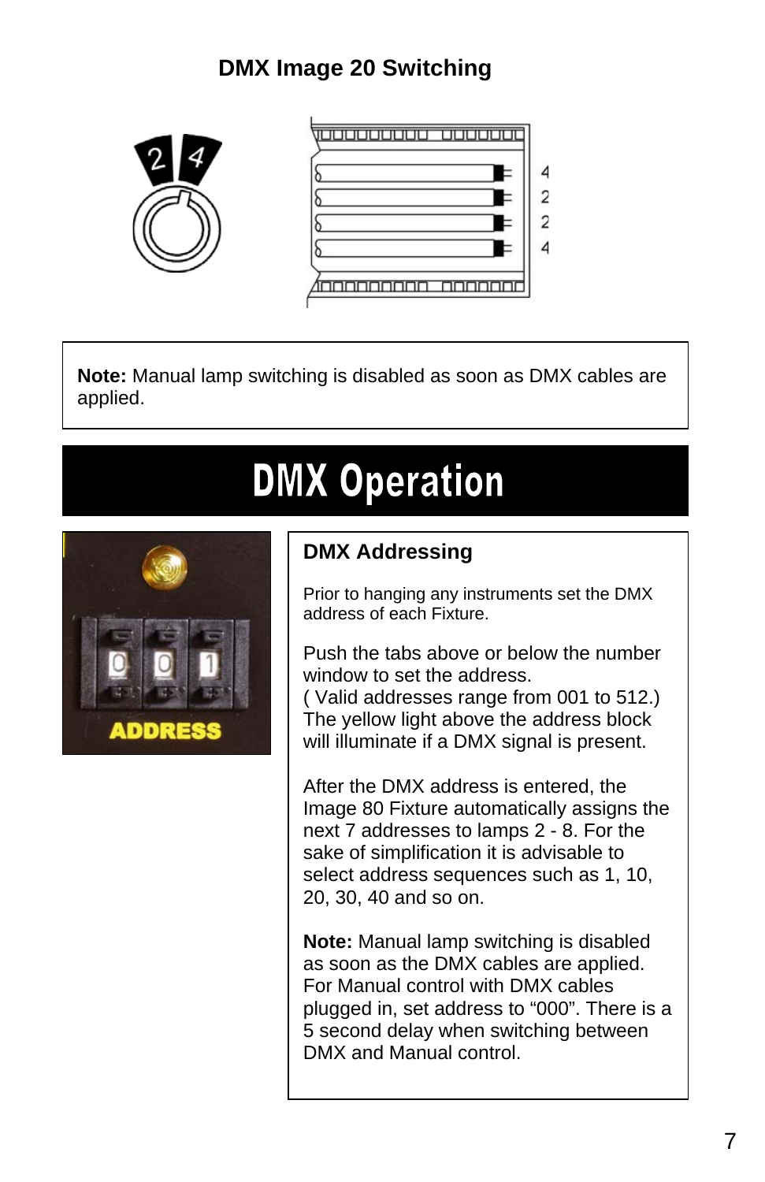## DMX Image 20 Switching

**Note:** Manual lamp switching is disabled as soon as DMX cables are applied.

# DMX Operation

### DMX Addressing

Prior to hanging any instruments set the DMX address of each Fixture.

Push the tabs above or below the number window to set the address.
( Valid addresses range from 001 to 512.)
The yellow light above the address block will illuminate if a DMX signal is present.

After the DMX address is entered, the Image 80 Fixture automatically assigns the next 7 addresses to lamps 2 - 8. For the sake of simplification it is advisable to select address sequences such as 1, 10, 20, 30, 40 and so on.

**Note:** Manual lamp switching is disabled as soon as the DMX cables are applied. For Manual control with DMX cables plugged in, set address to “000”. There is a 5 second delay when switching between DMX and Manual control.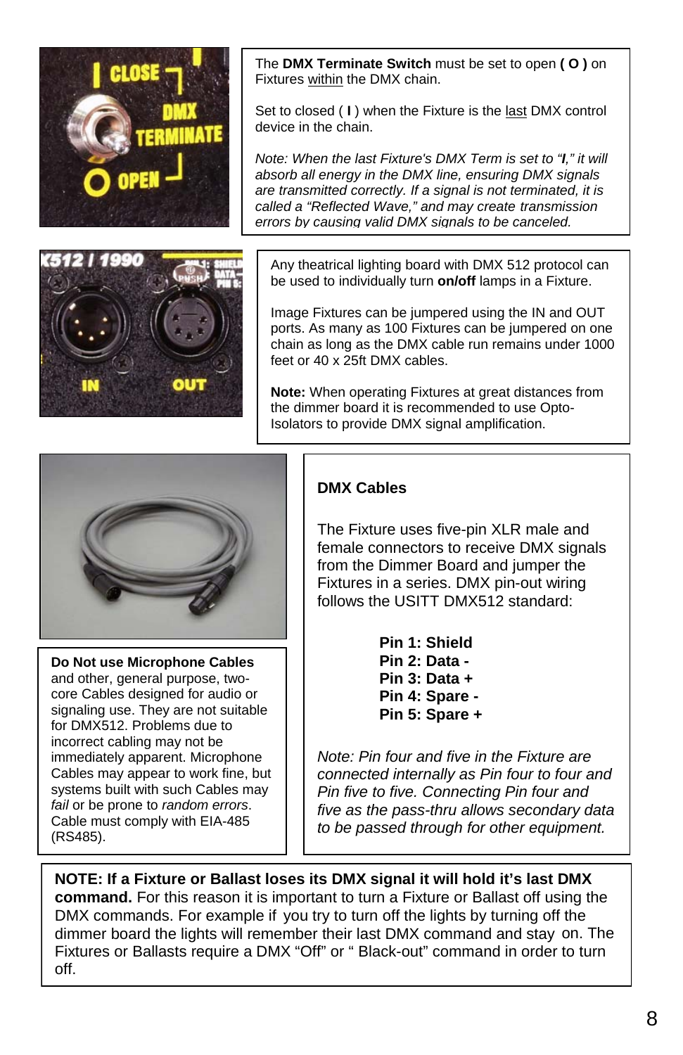The **DMX Terminate Switch** must be set to open **( O )** on Fixtures within the DMX chain.

Set to closed ( **I** ) when the Fixture is the last DMX control device in the chain.

*Note: When the last Fixture's DMX Term is set to "**I**," it will absorb all energy in the DMX line, ensuring DMX signals are transmitted correctly. If a signal is not terminated, it is called a "Reflected Wave," and may create transmission errors by causing valid DMX signals to be canceled.*

Any theatrical lighting board with DMX 512 protocol can be used to individually turn **on/off** lamps in a Fixture.

Image Fixtures can be jumpered using the IN and OUT ports. As many as 100 Fixtures can be jumpered on one chain as long as the DMX cable run remains under 1000 feet or 40 x 25ft DMX cables.

**Note:** When operating Fixtures at great distances from the dimmer board it is recommended to use Opto-Isolators to provide DMX signal amplification.

**Do Not use Microphone Cables** and other, general purpose, two-core Cables designed for audio or signaling use. They are not suitable for DMX512. Problems due to incorrect cabling may not be immediately apparent. Microphone Cables may appear to work fine, but systems built with such Cables may *fail* or be prone to *random errors*. Cable must comply with EIA-485 (RS485).

## DMX Cables

The Fixture uses five-pin XLR male and female connectors to receive DMX signals from the Dimmer Board and jumper the Fixtures in a series. DMX pin-out wiring follows the USITT DMX512 standard:

**Pin 1: Shield**
**Pin 2: Data -**
**Pin 3: Data +**
**Pin 4: Spare -**
**Pin 5: Spare +**

*Note: Pin four and five in the Fixture are connected internally as Pin four to four and Pin five to five. Connecting Pin four and five as the pass-thru allows secondary data to be passed through for other equipment.*

**NOTE: If a Fixture or Ballast loses its DMX signal it will hold it's last DMX command.** For this reason it is important to turn a Fixture or Ballast off using the DMX commands. For example if you try to turn off the lights by turning off the dimmer board the lights will remember their last DMX command and stay on. The Fixtures or Ballasts require a DMX "Off" or " Black-out" command in order to turn off.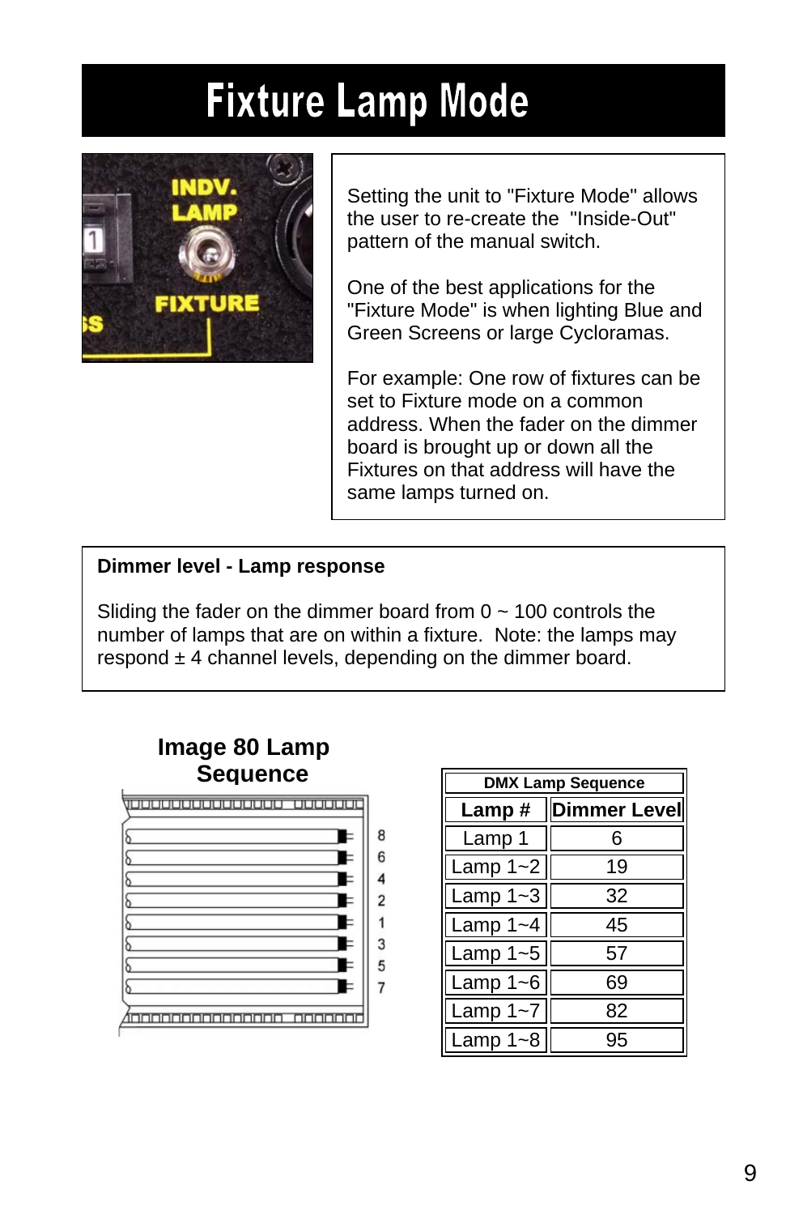# Fixture Lamp Mode

Setting the unit to "Fixture Mode" allows the user to re-create the "Inside-Out" pattern of the manual switch.

One of the best applications for the "Fixture Mode" is when lighting Blue and Green Screens or large Cycloramas.

For example: One row of fixtures can be set to Fixture mode on a common address. When the fader on the dimmer board is brought up or down all the Fixtures on that address will have the same lamps turned on.

**Dimmer level - Lamp response**

Sliding the fader on the dimmer board from 0 ~ 100 controls the number of lamps that are on within a fixture. Note: the lamps may respond ± 4 channel levels, depending on the dimmer board.

**Image 80 Lamp Sequence**

| DMX Lamp Sequence | |
|---|---|
| **Lamp #** | **Dimmer Level** |
| Lamp 1 | 6 |
| Lamp 1~2 | 19 |
| Lamp 1~3 | 32 |
| Lamp 1~4 | 45 |
| Lamp 1~5 | 57 |
| Lamp 1~6 | 69 |
| Lamp 1~7 | 82 |
| Lamp 1~8 | 95 |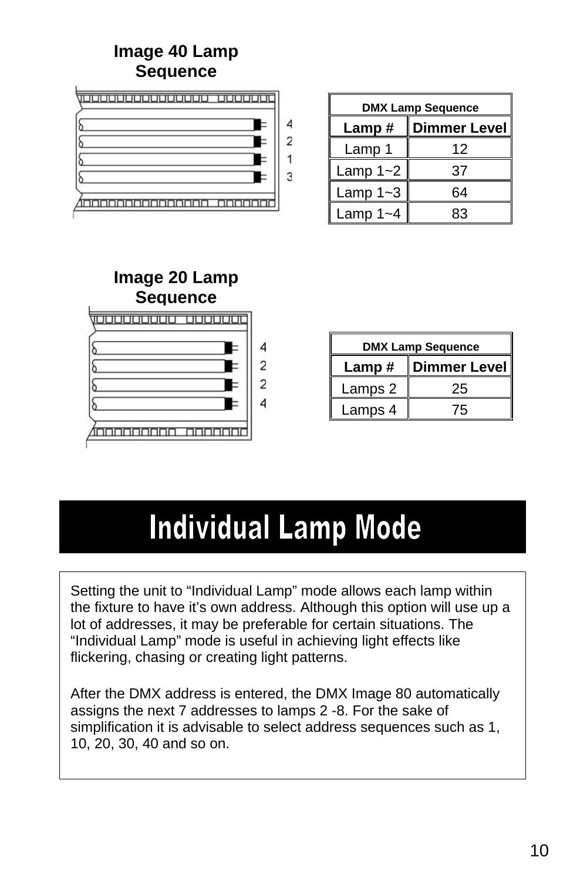**Image 40 Lamp Sequence**

| DMX Lamp Sequence | |
|---|---|
| **Lamp #** | **Dimmer Level** |
| Lamp 1 | 12 |
| Lamp 1~2 | 37 |
| Lamp 1~3 | 64 |
| Lamp 1~4 | 83 |

**Image 20 Lamp Sequence**

| DMX Lamp Sequence | |
|---|---|
| **Lamp #** | **Dimmer Level** |
| Lamps 2 | 25 |
| Lamps 4 | 75 |

# Individual Lamp Mode

Setting the unit to “Individual Lamp” mode allows each lamp within the fixture to have it’s own address. Although this option will use up a lot of addresses, it may be preferable for certain situations. The “Individual Lamp” mode is useful in achieving light effects like flickering, chasing or creating light patterns.

After the DMX address is entered, the DMX Image 80 automatically assigns the next 7 addresses to lamps 2 -8. For the sake of simplification it is advisable to select address sequences such as 1, 10, 20, 30, 40 and so on.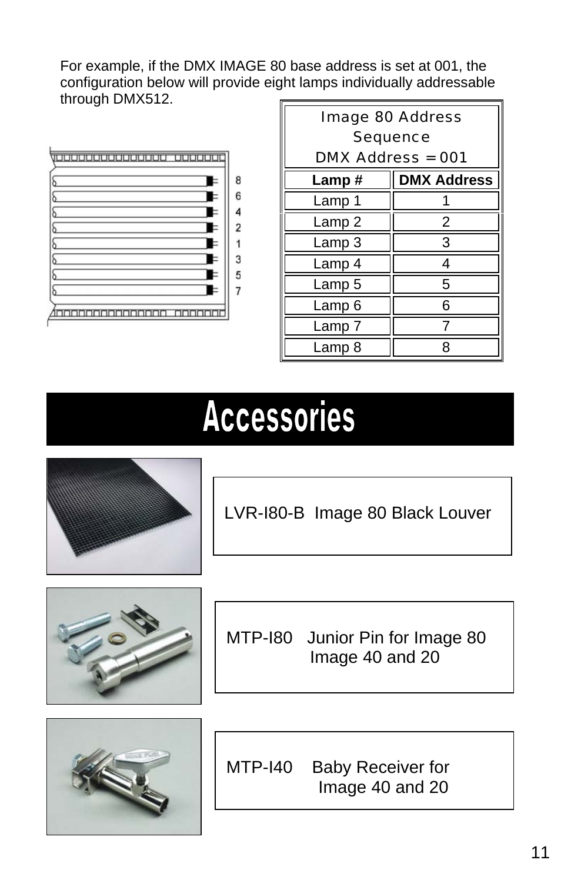For example, if the DMX IMAGE 80 base address is set at 001, the configuration below will provide eight lamps individually addressable through DMX512.

| Image 80 Address Sequence DMX Address = 001 | |
|---|---|
| **Lamp #** | **DMX Address** |
| Lamp 1 | 1 |
| Lamp 2 | 2 |
| Lamp 3 | 3 |
| Lamp 4 | 4 |
| Lamp 5 | 5 |
| Lamp 6 | 6 |
| Lamp 7 | 7 |
| Lamp 8 | 8 |

# Accessories

LVR-I80-B Image 80 Black Louver

MTP-I80 Junior Pin for Image 80 Image 40 and 20

MTP-I40 Baby Receiver for Image 40 and 20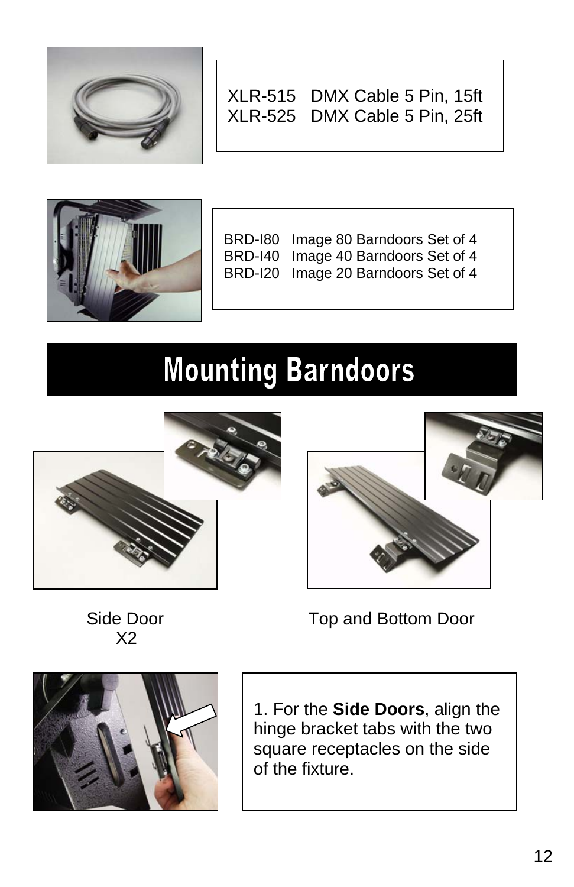XLR-515 DMX Cable 5 Pin, 15ft
XLR-525 DMX Cable 5 Pin, 25ft

BRD-I80 Image 80 Barndoors Set of 4
BRD-I40 Image 40 Barndoors Set of 4
BRD-I20 Image 20 Barndoors Set of 4

# Mounting Barndoors

Side Door
X2

Top and Bottom Door

1. For the **Side Doors**, align the hinge bracket tabs with the two square receptacles on the side of the fixture.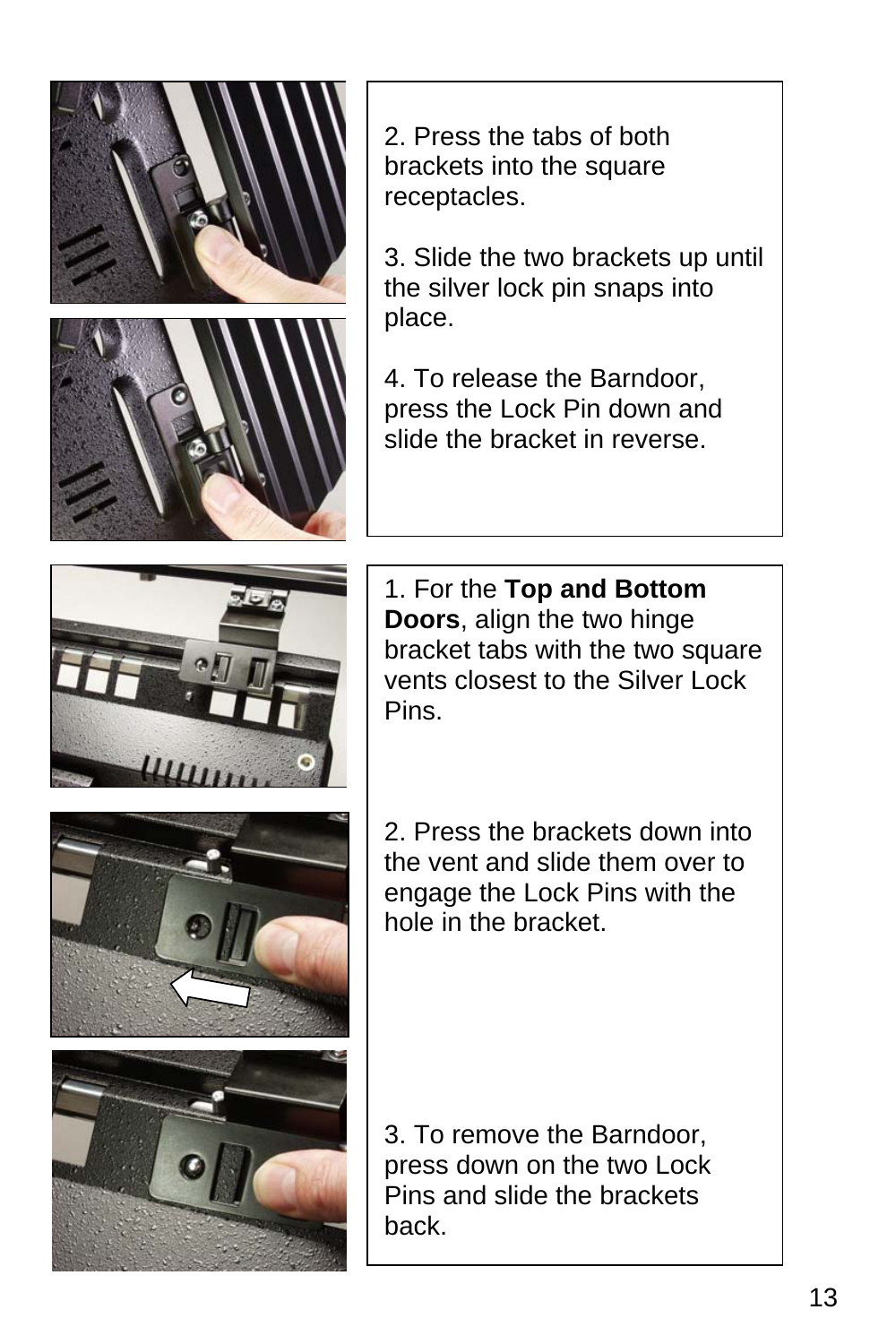2. Press the tabs of both brackets into the square receptacles.

3. Slide the two brackets up until the silver lock pin snaps into place.

4. To release the Barndoor, press the Lock Pin down and slide the bracket in reverse.

1. For the **Top and Bottom Doors**, align the two hinge bracket tabs with the two square vents closest to the Silver Lock Pins.

2. Press the brackets down into the vent and slide them over to engage the Lock Pins with the hole in the bracket.

3. To remove the Barndoor, press down on the two Lock Pins and slide the brackets back.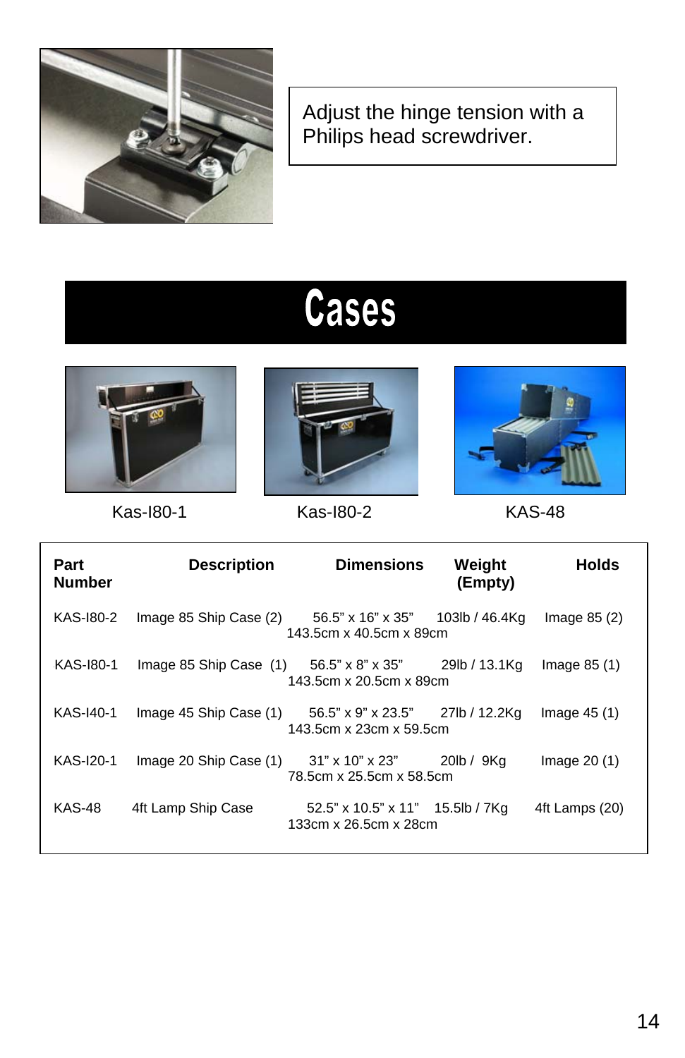Adjust the hinge tension with a Philips head screwdriver.

# Cases

Kas-I80-1

Kas-I80-2

KAS-48

| Part Number | Description | Dimensions | Weight (Empty) | Holds |
|---|---|---|---|---|
| KAS-I80-2 | Image 85 Ship Case (2) | 56.5" x 16" x 35" 143.5cm x 40.5cm x 89cm | 103lb / 46.4Kg | Image 85 (2) |
| KAS-I80-1 | Image 85 Ship Case (1) | 56.5" x 8" x 35" 143.5cm x 20.5cm x 89cm | 29lb / 13.1Kg | Image 85 (1) |
| KAS-I40-1 | Image 45 Ship Case (1) | 56.5" x 9" x 23.5" 143.5cm x 23cm x 59.5cm | 27lb / 12.2Kg | Image 45 (1) |
| KAS-I20-1 | Image 20 Ship Case (1) | 31" x 10" x 23" 78.5cm x 25.5cm x 58.5cm | 20lb / 9Kg | Image 20 (1) |
| KAS-48 | 4ft Lamp Ship Case | 52.5" x 10.5" x 11" 133cm x 26.5cm x 28cm | 15.5lb / 7Kg | 4ft Lamps (20) |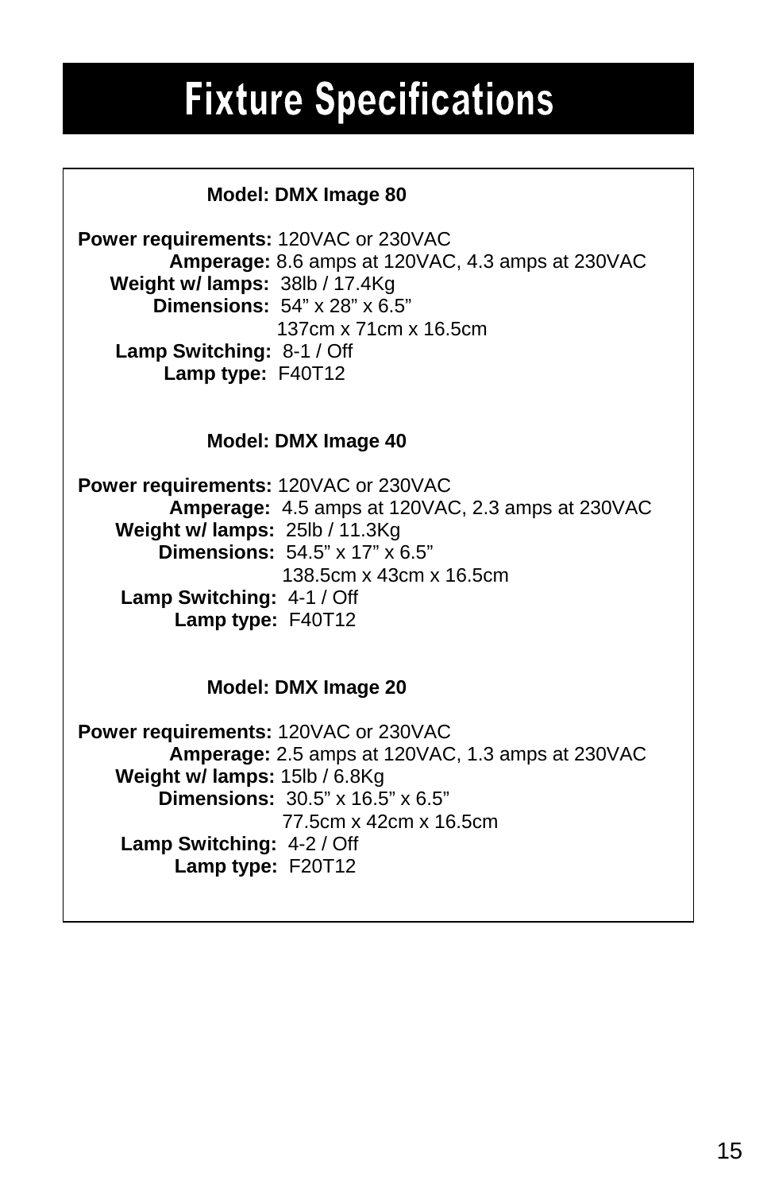# Fixture Specifications

**Model: DMX Image 80**

**Power requirements:** 120VAC or 230VAC
**Amperage:** 8.6 amps at 120VAC, 4.3 amps at 230VAC
**Weight w/ lamps:** 38lb / 17.4Kg
**Dimensions:** 54” x 28” x 6.5”
137cm x 71cm x 16.5cm
**Lamp Switching:** 8-1 / Off
**Lamp type:** F40T12

**Model: DMX Image 40**

**Power requirements:** 120VAC or 230VAC
**Amperage:** 4.5 amps at 120VAC, 2.3 amps at 230VAC
**Weight w/ lamps:** 25lb / 11.3Kg
**Dimensions:** 54.5” x 17” x 6.5”
138.5cm x 43cm x 16.5cm
**Lamp Switching:** 4-1 / Off
**Lamp type:** F40T12

**Model: DMX Image 20**

**Power requirements:** 120VAC or 230VAC
**Amperage:** 2.5 amps at 120VAC, 1.3 amps at 230VAC
**Weight w/ lamps:** 15lb / 6.8Kg
**Dimensions:** 30.5” x 16.5” x 6.5”
77.5cm x 42cm x 16.5cm
**Lamp Switching:** 4-2 / Off
**Lamp type:** F20T12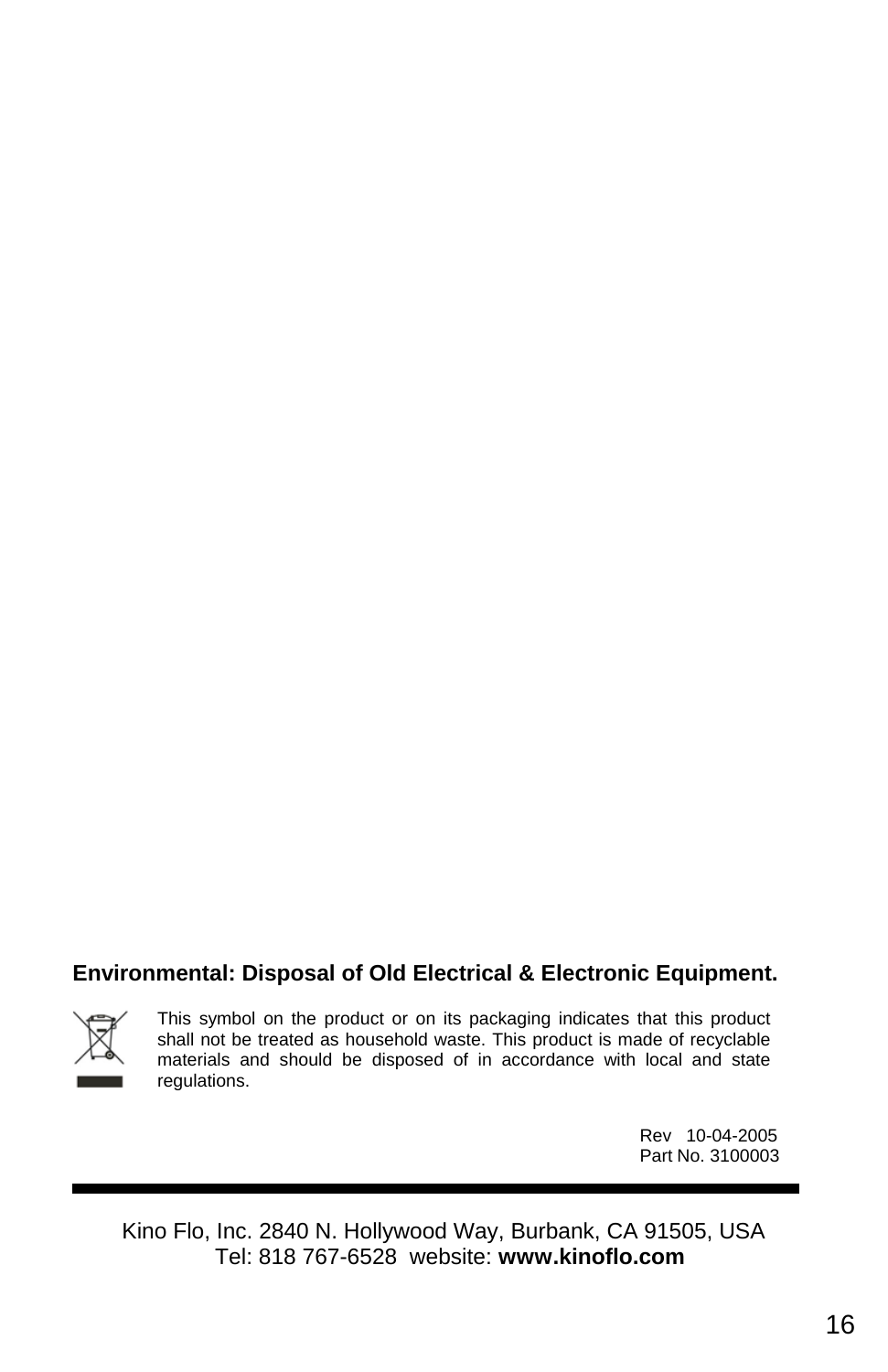## Environmental: Disposal of Old Electrical & Electronic Equipment.

This symbol on the product or on its packaging indicates that this product shall not be treated as household waste. This product is made of recyclable materials and should be disposed of in accordance with local and state regulations.

Rev 10-04-2005
Part No. 3100003

Kino Flo, Inc. 2840 N. Hollywood Way, Burbank, CA 91505, USA
Tel: 818 767-6528 website: **www.kinoflo.com**